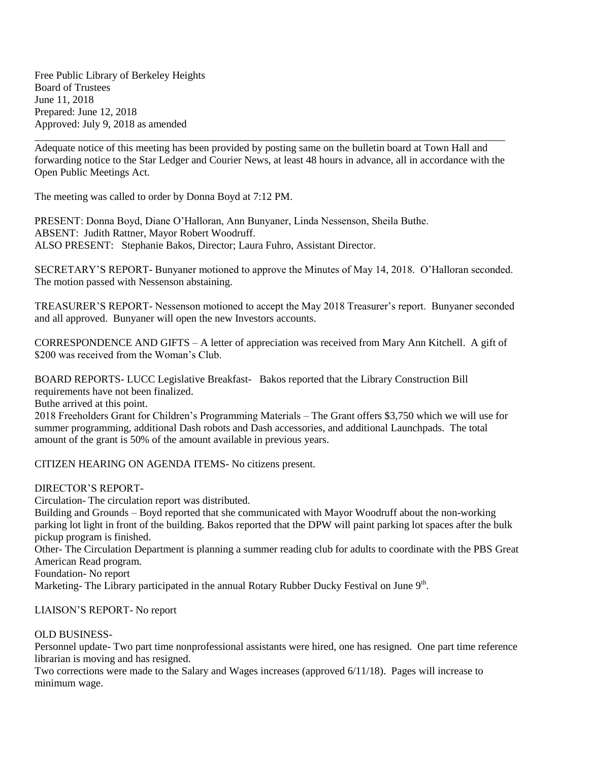Free Public Library of Berkeley Heights
Board of Trustees
June 11, 2018
Prepared: June 12, 2018
Approved: July 9, 2018 as amended

---

Adequate notice of this meeting has been provided by posting same on the bulletin board at Town Hall and forwarding notice to the Star Ledger and Courier News, at least 48 hours in advance, all in accordance with the Open Public Meetings Act.

The meeting was called to order by Donna Boyd at 7:12 PM.

PRESENT: Donna Boyd, Diane O'Halloran, Ann Bunyaner, Linda Nessenson, Sheila Buthe.
ABSENT: Judith Rattner, Mayor Robert Woodruff.
ALSO PRESENT: Stephanie Bakos, Director; Laura Fuhro, Assistant Director.

SECRETARY'S REPORT- Bunyaner motioned to approve the Minutes of May 14, 2018. O'Halloran seconded. The motion passed with Nessenson abstaining.

TREASURER'S REPORT- Nessenson motioned to accept the May 2018 Treasurer's report. Bunyaner seconded and all approved. Bunyaner will open the new Investors accounts.

CORRESPONDENCE AND GIFTS – A letter of appreciation was received from Mary Ann Kitchell. A gift of $200 was received from the Woman's Club.

BOARD REPORTS- LUCC Legislative Breakfast- Bakos reported that the Library Construction Bill requirements have not been finalized.
Buthe arrived at this point.
2018 Freeholders Grant for Children's Programming Materials – The Grant offers $3,750 which we will use for summer programming, additional Dash robots and Dash accessories, and additional Launchpads. The total amount of the grant is 50% of the amount available in previous years.

CITIZEN HEARING ON AGENDA ITEMS- No citizens present.

DIRECTOR'S REPORT-
Circulation- The circulation report was distributed.
Building and Grounds – Boyd reported that she communicated with Mayor Woodruff about the non-working parking lot light in front of the building. Bakos reported that the DPW will paint parking lot spaces after the bulk pickup program is finished.
Other- The Circulation Department is planning a summer reading club for adults to coordinate with the PBS Great American Read program.
Foundation- No report
Marketing- The Library participated in the annual Rotary Rubber Ducky Festival on June 9th.

LIAISON'S REPORT- No report

OLD BUSINESS-
Personnel update- Two part time nonprofessional assistants were hired, one has resigned. One part time reference librarian is moving and has resigned.
Two corrections were made to the Salary and Wages increases (approved 6/11/18). Pages will increase to minimum wage.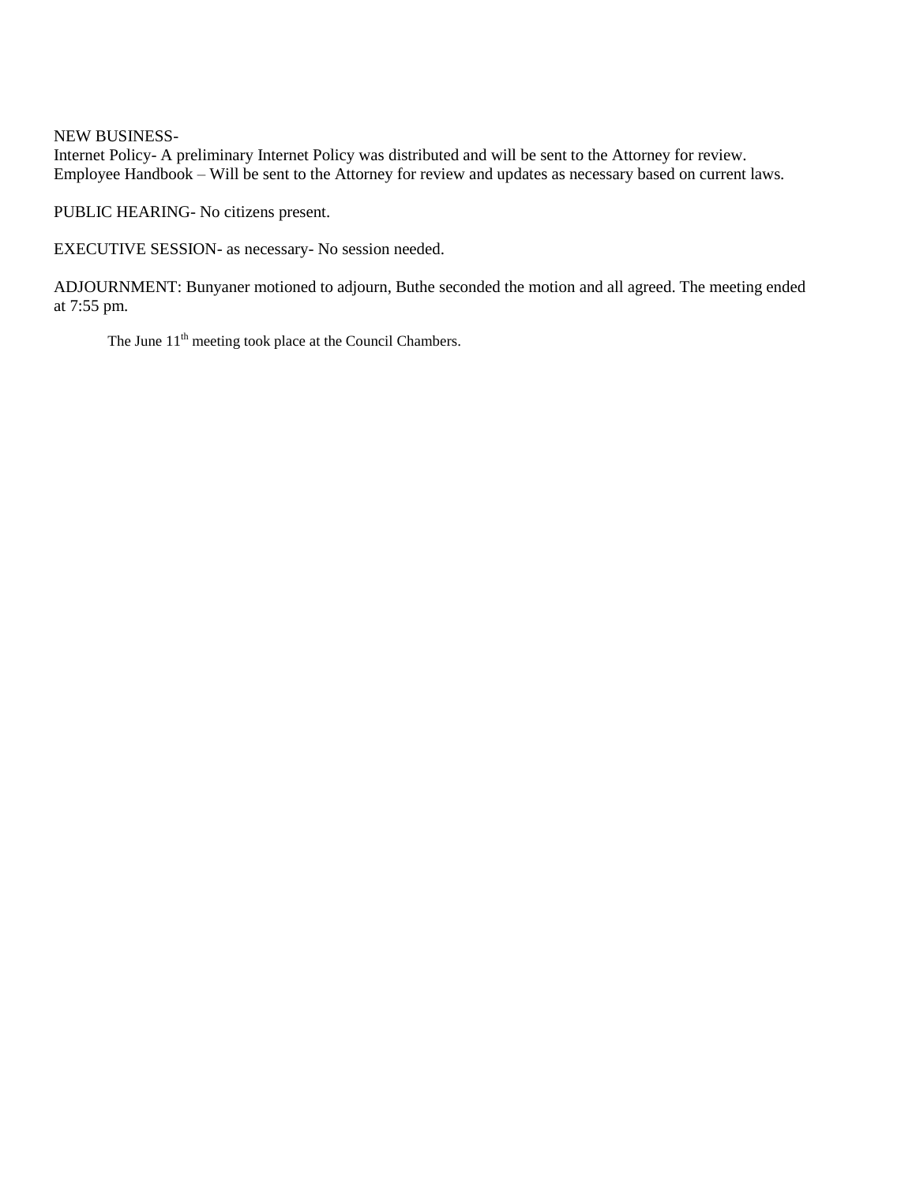NEW BUSINESS-

Internet Policy- A preliminary Internet Policy was distributed and will be sent to the Attorney for review.
Employee Handbook – Will be sent to the Attorney for review and updates as necessary based on current laws.

PUBLIC HEARING- No citizens present.

EXECUTIVE SESSION- as necessary- No session needed.

ADJOURNMENT: Bunyaner motioned to adjourn, Buthe seconded the motion and all agreed. The meeting ended at 7:55 pm.

The June 11th meeting took place at the Council Chambers.